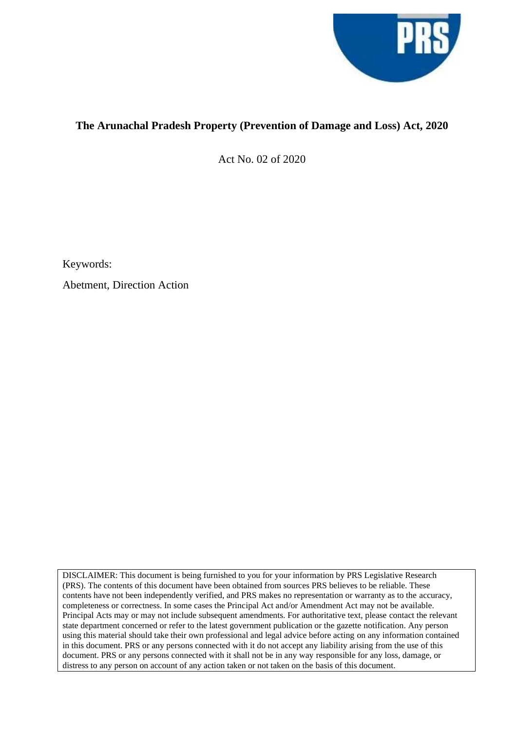**The Arunachal Pradesh Property (Prevention of Damage and Loss) Act, 2020**

Act No. 02 of 2020

Keywords:

Abetment, Direction Action

DISCLAIMER: This document is being furnished to you for your information by PRS Legislative Research (PRS). The contents of this document have been obtained from sources PRS believes to be reliable. These contents have not been independently verified, and PRS makes no representation or warranty as to the accuracy, completeness or correctness. In some cases the Principal Act and/or Amendment Act may not be available. Principal Acts may or may not include subsequent amendments. For authoritative text, please contact the relevant state department concerned or refer to the latest government publication or the gazette notification. Any person using this material should take their own professional and legal advice before acting on any information contained in this document. PRS or any persons connected with it do not accept any liability arising from the use of this document. PRS or any persons connected with it shall not be in any way responsible for any loss, damage, or distress to any person on account of any action taken or not taken on the basis of this document.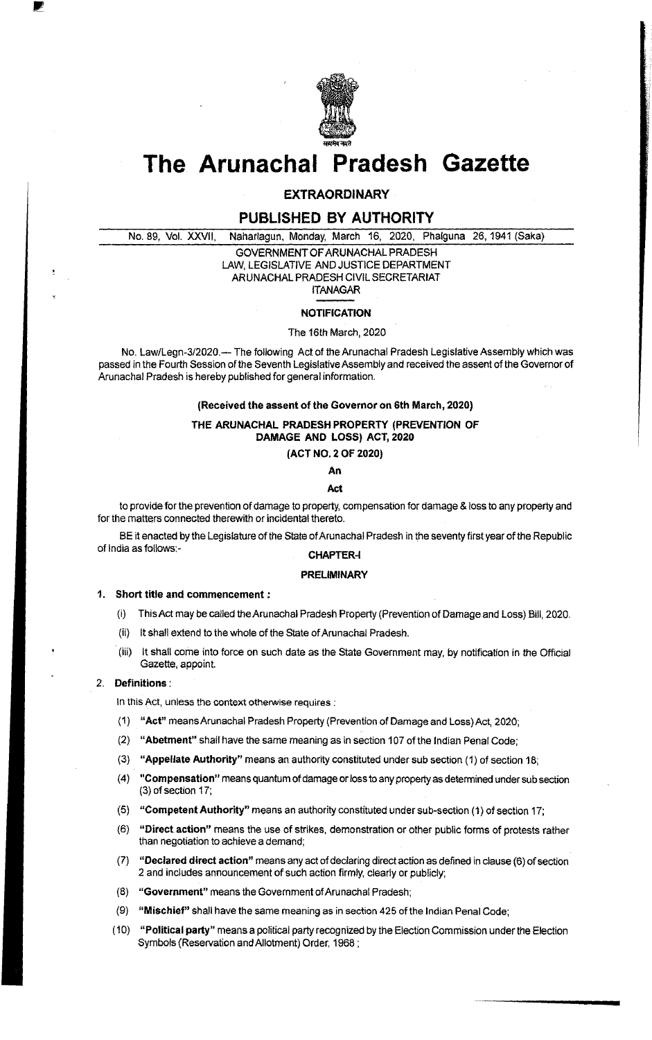# The Arunachal Pradesh Gazette

**EXTRAORDINARY**

**PUBLISHED BY AUTHORITY**

No. 89, Vol. XXVII, Naharlagun, Monday, March 16, 2020, Phalguna 26, 1941 (Saka)

GOVERNMENT OF ARUNACHAL PRADESH
LAW, LEGISLATIVE AND JUSTICE DEPARTMENT
ARUNACHAL PRADESH CIVIL SECRETARIAT
ITANAGAR

**NOTIFICATION**

The 16th March, 2020

No. Law/Legn-3/2020.— The following Act of the Arunachal Pradesh Legislative Assembly which was passed in the Fourth Session of the Seventh Legislative Assembly and received the assent of the Governor of Arunachal Pradesh is hereby published for general information.

**(Received the assent of the Governor on 6th March, 2020)**

**THE ARUNACHAL PRADESH PROPERTY (PREVENTION OF DAMAGE AND LOSS) ACT, 2020**

**(ACT NO. 2 OF 2020)**

**An**

**Act**

to provide for the prevention of damage to property, compensation for damage & loss to any property and for the matters connected therewith or incidental thereto.

BE it enacted by the Legislature of the State of Arunachal Pradesh in the seventy first year of the Republic of India as follows:-

**CHAPTER-I**

**PRELIMINARY**

**1. Short title and commencement :**

(i) This Act may be called the Arunachal Pradesh Property (Prevention of Damage and Loss) Bill, 2020.

(ii) It shall extend to the whole of the State of Arunachal Pradesh.

(iii) It shall come into force on such date as the State Government may, by notification in the Official Gazette, appoint.

**2. Definitions :**

In this Act, unless the context otherwise requires :

(1) **"Act"** means Arunachal Pradesh Property (Prevention of Damage and Loss) Act, 2020;

(2) **"Abetment"** shall have the same meaning as in section 107 of the Indian Penal Code;

(3) **"Appellate Authority"** means an authority constituted under sub section (1) of section 18;

(4) **"Compensation"** means quantum of damage or loss to any property as determined under sub section (3) of section 17;

(5) **"Competent Authority"** means an authority constituted under sub-section (1) of section 17;

(6) **"Direct action"** means the use of strikes, demonstration or other public forms of protests rather than negotiation to achieve a demand;

(7) **"Declared direct action"** means any act of declaring direct action as defined in clause (6) of section 2 and includes announcement of such action firmly, clearly or publicly;

(8) **"Government"** means the Government of Arunachal Pradesh;

(9) **"Mischief"** shall have the same meaning as in section 425 of the Indian Penal Code;

(10) **"Political party"** means a political party recognized by the Election Commission under the Election Symbols (Reservation and Allotment) Order, 1968 ;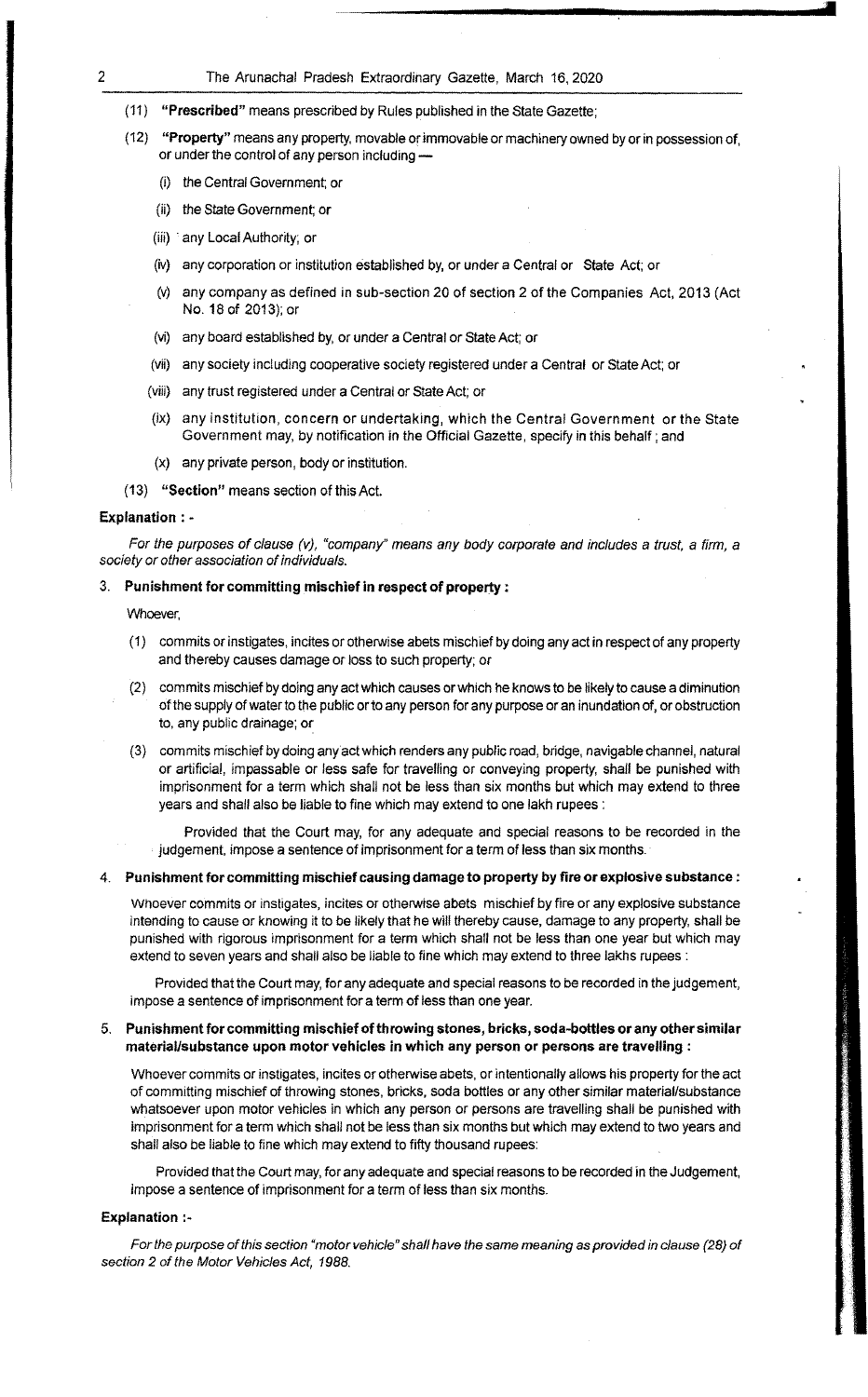(11) **"Prescribed"** means prescribed by Rules published in the State Gazette;

(12) **"Property"** means any property, movable or immovable or machinery owned by or in possession of, or under the control of any person including —

(i) the Central Government; or

(ii) the State Government; or

(iii) any Local Authority; or

(iv) any corporation or institution established by, or under a Central or State Act; or

(v) any company as defined in sub-section 20 of section 2 of the Companies Act, 2013 (Act No. 18 of 2013); or

(vi) any board established by, or under a Central or State Act; or

(vii) any society including cooperative society registered under a Central or State Act; or

(viii) any trust registered under a Central or State Act; or

(ix) any institution, concern or undertaking, which the Central Government or the State Government may, by notification in the Official Gazette, specify in this behalf ; and

(x) any private person, body or institution.

(13) **"Section"** means section of this Act.

**Explanation : -**

*For the purposes of clause (v), "company" means any body corporate and includes a trust, a firm, a society or other association of individuals.*

3. **Punishment for committing mischief in respect of property :**

Whoever,

(1) commits or instigates, incites or otherwise abets mischief by doing any act in respect of any property and thereby causes damage or loss to such property; or

(2) commits mischief by doing any act which causes or which he knows to be likely to cause a diminution of the supply of water to the public or to any person for any purpose or an inundation of, or obstruction to, any public drainage; or

(3) commits mischief by doing any act which renders any public road, bridge, navigable channel, natural or artificial, impassable or less safe for travelling or conveying property, shall be punished with imprisonment for a term which shall not be less than six months but which may extend to three years and shall also be liable to fine which may extend to one lakh rupees :

Provided that the Court may, for any adequate and special reasons to be recorded in the judgement, impose a sentence of imprisonment for a term of less than six months.

4. **Punishment for committing mischief causing damage to property by fire or explosive substance :**

Whoever commits or instigates, incites or otherwise abets mischief by fire or any explosive substance intending to cause or knowing it to be likely that he will thereby cause, damage to any property, shall be punished with rigorous imprisonment for a term which shall not be less than one year but which may extend to seven years and shall also be liable to fine which may extend to three lakhs rupees :

Provided that the Court may, for any adequate and special reasons to be recorded in the judgement, impose a sentence of imprisonment for a term of less than one year.

5. **Punishment for committing mischief of throwing stones, bricks, soda-bottles or any other similar material/substance upon motor vehicles in which any person or persons are travelling :**

Whoever commits or instigates, incites or otherwise abets, or intentionally allows his property for the act of committing mischief of throwing stones, bricks, soda bottles or any other similar material/substance whatsoever upon motor vehicles in which any person or persons are travelling shall be punished with imprisonment for a term which shall not be less than six months but which may extend to two years and shall also be liable to fine which may extend to fifty thousand rupees:

Provided that the Court may, for any adequate and special reasons to be recorded in the Judgement, impose a sentence of imprisonment for a term of less than six months.

**Explanation :-**

*For the purpose of this section "motor vehicle" shall have the same meaning as provided in clause (28) of section 2 of the Motor Vehicles Act, 1988.*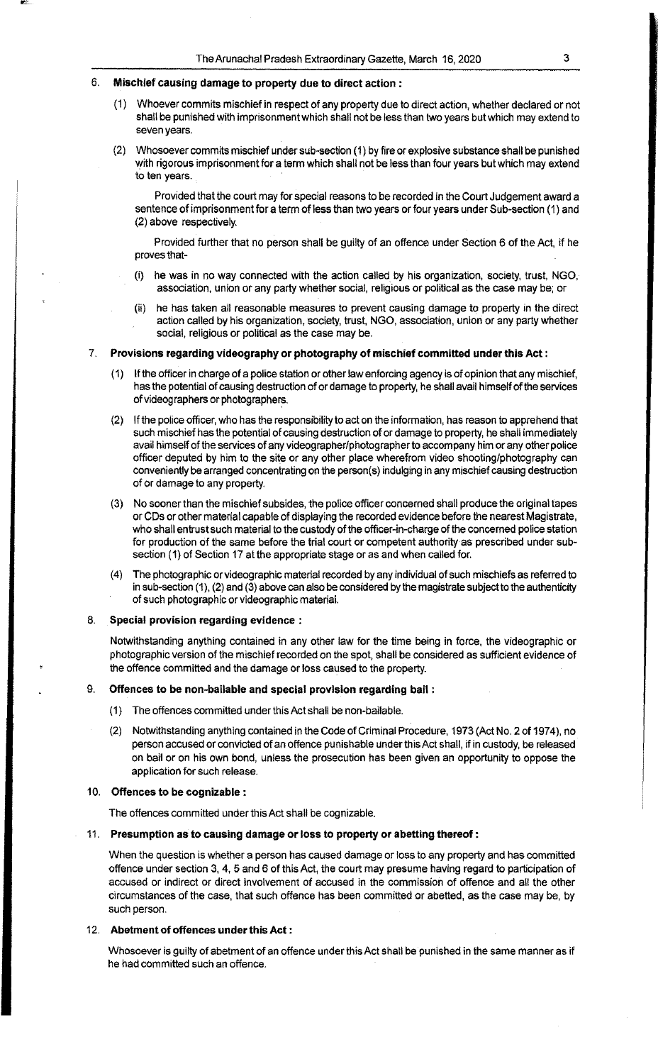6. **Mischief causing damage to property due to direct action :**

   (1) Whoever commits mischief in respect of any property due to direct action, whether declared or not shall be punished with imprisonment which shall not be less than two years but which may extend to seven years.

   (2) Whosoever commits mischief under sub-section (1) by fire or explosive substance shall be punished with rigorous imprisonment for a term which shall not be less than four years but which may extend to ten years.

   Provided that the court may for special reasons to be recorded in the Court Judgement award a sentence of imprisonment for a term of less than two years or four years under Sub-section (1) and (2) above respectively.

   Provided further that no person shall be guilty of an offence under Section 6 of the Act, if he proves that-

   (i) he was in no way connected with the action called by his organization, society, trust, NGO, association, union or any party whether social, religious or political as the case may be; or

   (ii) he has taken all reasonable measures to prevent causing damage to property in the direct action called by his organization, society, trust, NGO, association, union or any party whether social, religious or political as the case may be.

7. **Provisions regarding videography or photography of mischief committed under this Act :**

   (1) If the officer in charge of a police station or other law enforcing agency is of opinion that any mischief, has the potential of causing destruction of or damage to property, he shall avail himself of the services of videographers or photographers.

   (2) If the police officer, who has the responsibility to act on the information, has reason to apprehend that such mischief has the potential of causing destruction of or damage to property, he shall immediately avail himself of the services of any videographer/photographer to accompany him or any other police officer deputed by him to the site or any other place wherefrom video shooting/photography can conveniently be arranged concentrating on the person(s) indulging in any mischief causing destruction of or damage to any property.

   (3) No sooner than the mischief subsides, the police officer concerned shall produce the original tapes or CDs or other material capable of displaying the recorded evidence before the nearest Magistrate, who shall entrust such material to the custody of the officer-in-charge of the concerned police station for production of the same before the trial court or competent authority as prescribed under sub-section (1) of Section 17 at the appropriate stage or as and when called for.

   (4) The photographic or videographic material recorded by any individual of such mischiefs as referred to in sub-section (1), (2) and (3) above can also be considered by the magistrate subject to the authenticity of such photographic or videographic material.

8. **Special provision regarding evidence :**

   Notwithstanding anything contained in any other law for the time being in force, the videographic or photographic version of the mischief recorded on the spot, shall be considered as sufficient evidence of the offence committed and the damage or loss caused to the property.

9. **Offences to be non-bailable and special provision regarding bail :**

   (1) The offences committed under this Act shall be non-bailable.

   (2) Notwithstanding anything contained in the Code of Criminal Procedure, 1973 (Act No. 2 of 1974), no person accused or convicted of an offence punishable under this Act shall, if in custody, be released on bail or on his own bond, unless the prosecution has been given an opportunity to oppose the application for such release.

10. **Offences to be cognizable :**

    The offences committed under this Act shall be cognizable.

11. **Presumption as to causing damage or loss to property or abetting thereof :**

    When the question is whether a person has caused damage or loss to any property and has committed offence under section 3, 4, 5 and 6 of this Act, the court may presume having regard to participation of accused or indirect or direct involvement of accused in the commission of offence and all the other circumstances of the case, that such offence has been committed or abetted, as the case may be, by such person.

12. **Abetment of offences under this Act :**

    Whosoever is guilty of abetment of an offence under this Act shall be punished in the same manner as if he had committed such an offence.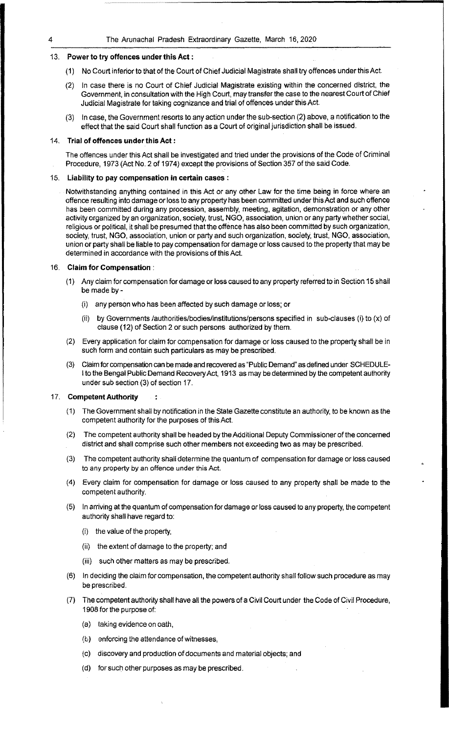## 13. Power to try offences under this Act :

(1) No Court inferior to that of the Court of Chief Judicial Magistrate shall try offences under this Act.

(2) In case there is no Court of Chief Judicial Magistrate existing within the concerned district, the Government, in consultation with the High Court, may transfer the case to the nearest Court of Chief Judicial Magistrate for taking cognizance and trial of offences under this Act.

(3) In case, the Government resorts to any action under the sub-section (2) above, a notification to the effect that the said Court shall function as a Court of original jurisdiction shall be issued.

## 14. Trial of offences under this Act :

The offences under this Act shall be investigated and tried under the provisions of the Code of Criminal Procedure, 1973 (Act No. 2 of 1974) except the provisions of Section 357 of the said Code.

## 15. Liability to pay compensation in certain cases :

Notwithstanding anything contained in this Act or any other Law for the time being in force where an offence resulting into damage or loss to any property has been committed under this Act and such offence has been committed during any procession, assembly, meeting, agitation, demonstration or any other activity organized by an organization, society, trust, NGO, association, union or any party whether social, religious or political, it shall be presumed that the offence has also been committed by such organization, society, trust, NGO, association, union or party and such organization, society, trust, NGO, association, union or party shall be liable to pay compensation for damage or loss caused to the property that may be determined in accordance with the provisions of this Act.

## 16. Claim for Compensation :

(1) Any claim for compensation for damage or loss caused to any property referred to in Section 15 shall be made by -

(i) any person who has been affected by such damage or loss; or

(ii) by Governments /authorities/bodies/institutions/persons specified in sub-clauses (i) to (x) of clause (12) of Section 2 or such persons authorized by them.

(2) Every application for claim for compensation for damage or loss caused to the property shall be in such form and contain such particulars as may be prescribed.

(3) Claim for compensation can be made and recovered as "Public Demand" as defined under SCHEDULE-I to the Bengal Public Demand Recovery Act, 1913 as may be determined by the competent authority under sub section (3) of section 17.

## 17. Competent Authority :

(1) The Government shall by notification in the State Gazette constitute an authority, to be known as the competent authority for the purposes of this Act.

(2) The competent authority shall be headed by the Additional Deputy Commissioner of the concerned district and shall comprise such other members not exceeding two as may be prescribed.

(3) The competent authority shall determine the quantum of compensation for damage or loss caused to any property by an offence under this Act.

(4) Every claim for compensation for damage or loss caused to any property shall be made to the competent authority.

(5) In arriving at the quantum of compensation for damage or loss caused to any property, the competent authority shall have regard to:

(i) the value of the property,

(ii) the extent of damage to the property; and

(iii) such other matters as may be prescribed.

(6) In deciding the claim for compensation, the competent authority shall follow such procedure as may be prescribed.

(7) The competent authority shall have all the powers of a Civil Court under the Code of Civil Procedure, 1908 for the purpose of:

(a) taking evidence on oath,

(b) enforcing the attendance of witnesses,

(c) discovery and production of documents and material objects; and

(d) for such other purposes as may be prescribed.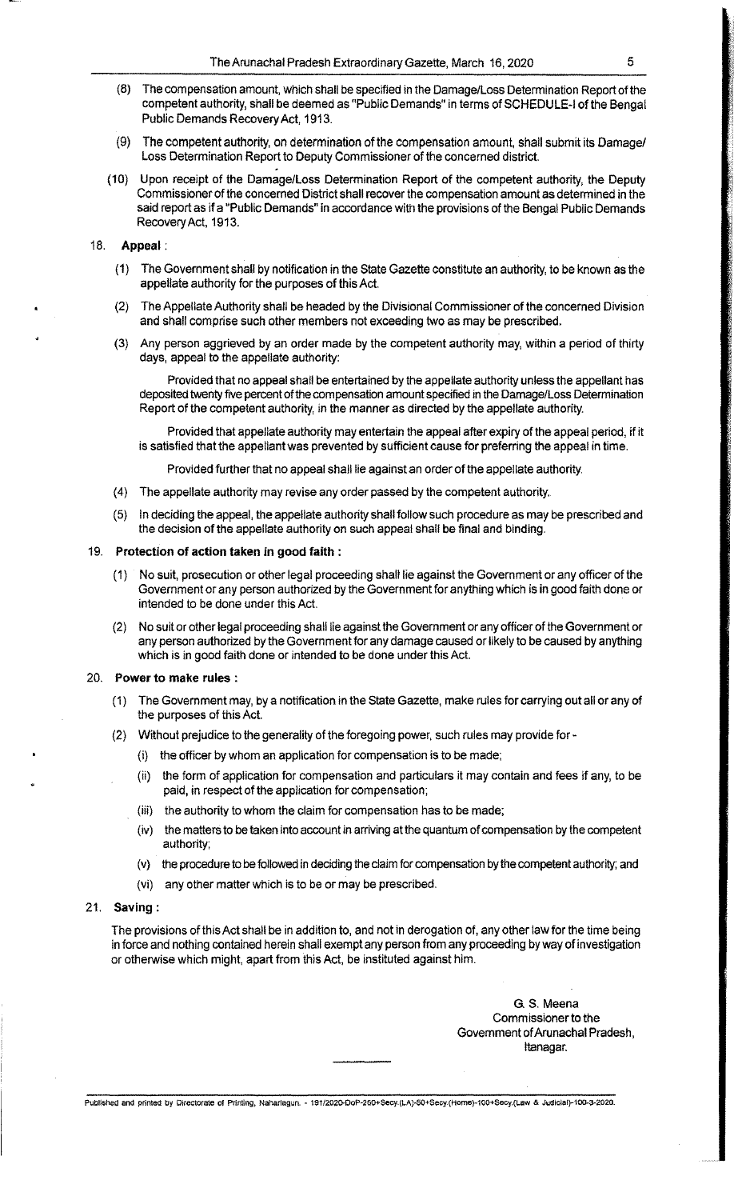(8) The compensation amount, which shall be specified in the Damage/Loss Determination Report of the competent authority, shall be deemed as "Public Demands" in terms of SCHEDULE-I of the Bengal Public Demands Recovery Act, 1913.

(9) The competent authority, on determination of the compensation amount, shall submit its Damage/ Loss Determination Report to Deputy Commissioner of the concerned district.

(10) Upon receipt of the Damage/Loss Determination Report of the competent authority, the Deputy Commissioner of the concerned District shall recover the compensation amount as determined in the said report as if a "Public Demands" in accordance with the provisions of the Bengal Public Demands Recovery Act, 1913.

18. **Appeal** :

(1) The Government shall by notification in the State Gazette constitute an authority, to be known as the appellate authority for the purposes of this Act.

(2) The Appellate Authority shall be headed by the Divisional Commissioner of the concerned Division and shall comprise such other members not exceeding two as may be prescribed.

(3) Any person aggrieved by an order made by the competent authority may, within a period of thirty days, appeal to the appellate authority:

Provided that no appeal shall be entertained by the appellate authority unless the appellant has deposited twenty five percent of the compensation amount specified in the Damage/Loss Determination Report of the competent authority, in the manner as directed by the appellate authority.

Provided that appellate authority may entertain the appeal after expiry of the appeal period, if it is satisfied that the appellant was prevented by sufficient cause for preferring the appeal in time.

Provided further that no appeal shall lie against an order of the appellate authority.

(4) The appellate authority may revise any order passed by the competent authority.

(5) In deciding the appeal, the appellate authority shall follow such procedure as may be prescribed and the decision of the appellate authority on such appeal shall be final and binding.

19. **Protection of action taken in good faith** :

(1) No suit, prosecution or other legal proceeding shall lie against the Government or any officer of the Government or any person authorized by the Government for anything which is in good faith done or intended to be done under this Act.

(2) No suit or other legal proceeding shall lie against the Government or any officer of the Government or any person authorized by the Government for any damage caused or likely to be caused by anything which is in good faith done or intended to be done under this Act.

20. **Power to make rules** :

(1) The Government may, by a notification in the State Gazette, make rules for carrying out all or any of the purposes of this Act.

(2) Without prejudice to the generality of the foregoing power, such rules may provide for -

(i) the officer by whom an application for compensation is to be made;

(ii) the form of application for compensation and particulars it may contain and fees if any, to be paid, in respect of the application for compensation;

(iii) the authority to whom the claim for compensation has to be made;

(iv) the matters to be taken into account in arriving at the quantum of compensation by the competent authority;

(v) the procedure to be followed in deciding the claim for compensation by the competent authority; and

(vi) any other matter which is to be or may be prescribed.

21. **Saving** :

The provisions of this Act shall be in addition to, and not in derogation of, any other law for the time being in force and nothing contained herein shall exempt any person from any proceeding by way of investigation or otherwise which might, apart from this Act, be instituted against him.

G. S. Meena
Commissioner to the
Government of Arunachal Pradesh,
Itanagar.

Published and printed by Directorate of Printing, Naharlagun. - 191/2020-DoP-250+Secy.(LA)-50+Secy.(Home)-100+Secy.(Law & Judicial)-100-3-2020.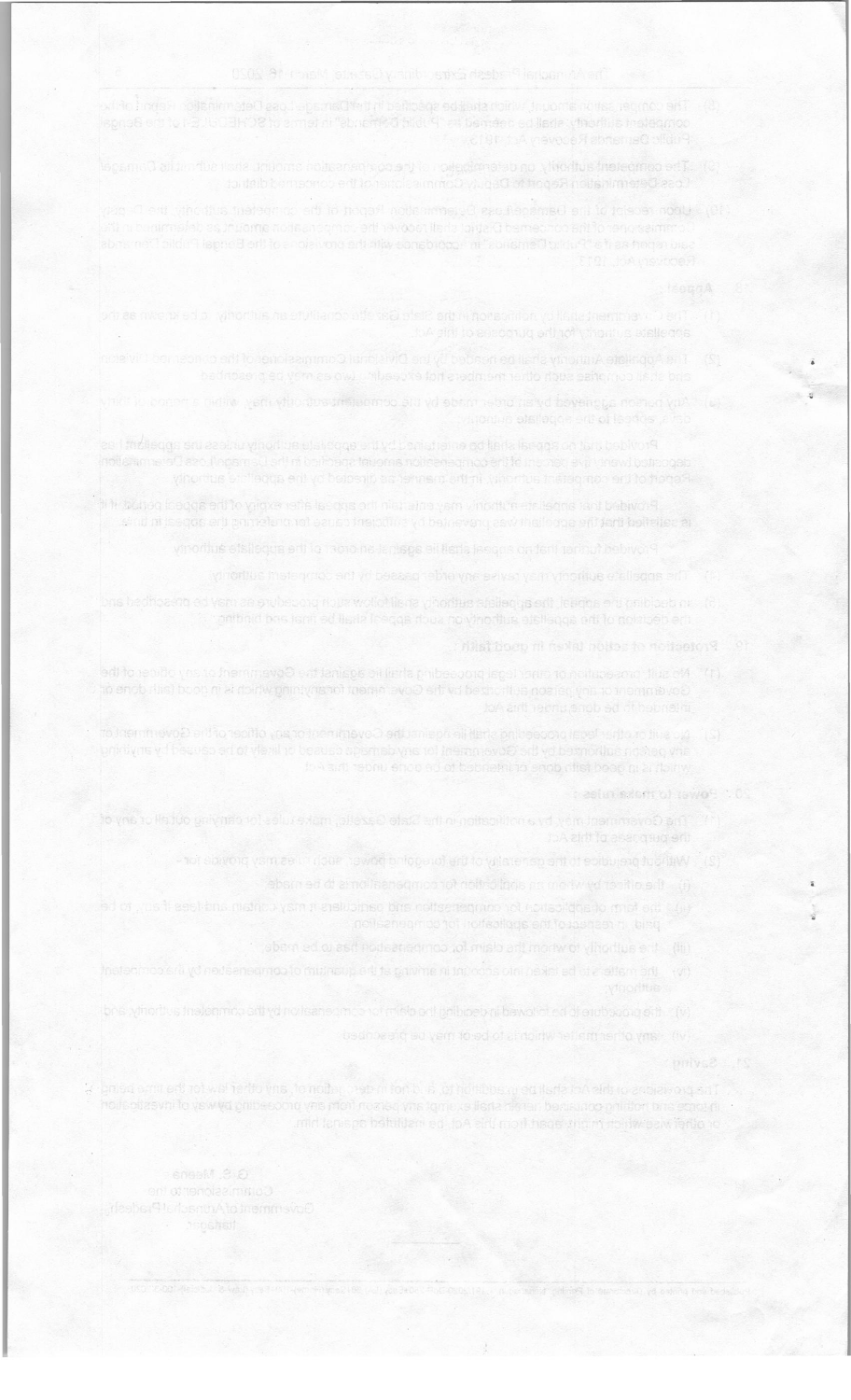(8) The compensation amount which shall be specified in the Damage Loss Determination Report of the competent authority, shall be deemed to "Public Demands" in terms of SCHEDULE I of the Bengal Public Demands Recovery Act, 1913.

(9) The competent authority, on determination of the compensation amount, shall submit the Damage Loss Determination Report to Deputy Commissioner of the concerned district.

(10) Upon receipt of the Damage Loss Determination Report of the competent authority, the Deputy Commissioner of the concerned District shall recover the compensation amount, as determined in the said report as if a "Public Demand" in accordance with the provisions of the Bengal Public Demands Recovery Act, 1913.

18. **Appeal :-**

(1) The Government shall by notification in the State Gazette constitute an authority, to be known as the appellate authority, for the purposes of this Act.

(2) The Appellate Authority shall be headed by the Divisional Commissioner of the concerned Division and shall comprise such other members not exceeding two as may be prescribed.

(3) Any person aggrieved by an order made by the competent authority may, within a period of thirty days, appeal to the appellate authority:

Provided that no appeal shall be entertained by the appellate authority unless the appellant has deposited twenty five percent of the compensation amount specified in the Damage Loss Determination Report of the competent authority, in the manner as directed by the appellate authority.

Provided further that appellate authority may entertain the appeal after expiry of the appeal period, if it is satisfied that the appellant was prevented by sufficient cause for preferring the appeal in time.

Provided further that no appeal shall lie against an order of the appellate authority.

(4) The appellate authority may revise any order passed by the competent authority.

(5) In deciding the appeal, the appellate authority shall follow such procedure as may be prescribed and the decision of the appellate authority on such appeal shall be final and binding.

19. **Protection of action taken in good faith :-**

(1) No suit, prosecution or other legal proceeding shall lie against the Government or any officer of the Government or any person authorized by the Government for anything which is in good faith done or intended to be done under this Act.

(2) No suit or other legal proceeding shall lie against the Government or any officer of the Government or any person authorized by the Government for any damage caused or likely to be caused by anything which is in good faith done or intended to be done under this Act.

20. **Power to make rules :-**

(1) The Government may, by a notification in the State Gazette, make rules for carrying out all or any of the purposes of this Act.

(2) Without prejudice to the generality of the foregoing power, such rules may provide for -

(i) the officer by whom an application for compensation is to be made;

(ii) the form of application for compensation and particulars it may contain and fees if any, to be paid, in respect of the application for compensation;

(iii) the authority to whom the claim for compensation has to be made;

(iv) the matters to be taken into account in arriving at the quantum of compensation by the competent authority;

(v) the procedure to be followed in deciding the claim for compensation by the competent authority; and

(vi) any other matter which is to be or may be prescribed.

21. **Saving :-**

The provisions of this Act shall be in addition to, and not in derogation of, any other law for the time being in force and nothing contained herein shall exempt any person from any proceeding by way of investigation or otherwise which may arise from this Act, be instituted against him.

G. S. Meena,
Commissioner to the
Government of Arunachal Pradesh,
Itanagar.